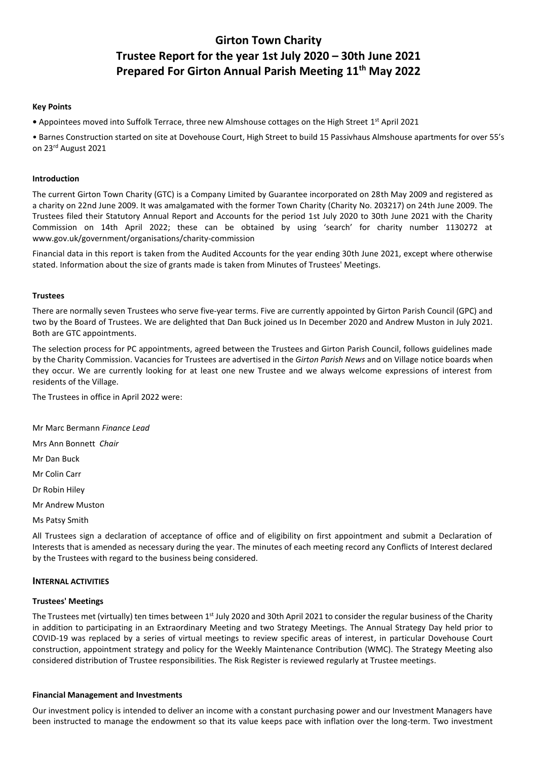# Girton Town Charity
# Trustee Report for the year 1st July 2020 – 30th June 2021
# Prepared For Girton Annual Parish Meeting 11th May 2022

**Key Points**

• Appointees moved into Suffolk Terrace, three new Almshouse cottages on the High Street 1st April 2021

• Barnes Construction started on site at Dovehouse Court, High Street to build 15 Passivhaus Almshouse apartments for over 55's on 23rd August 2021

**Introduction**

The current Girton Town Charity (GTC) is a Company Limited by Guarantee incorporated on 28th May 2009 and registered as a charity on 22nd June 2009. It was amalgamated with the former Town Charity (Charity No. 203217) on 24th June 2009. The Trustees filed their Statutory Annual Report and Accounts for the period 1st July 2020 to 30th June 2021 with the Charity Commission on 14th April 2022; these can be obtained by using 'search' for charity number 1130272 at www.gov.uk/government/organisations/charity-commission

Financial data in this report is taken from the Audited Accounts for the year ending 30th June 2021, except where otherwise stated. Information about the size of grants made is taken from Minutes of Trustees' Meetings.

**Trustees**

There are normally seven Trustees who serve five-year terms. Five are currently appointed by Girton Parish Council (GPC) and two by the Board of Trustees. We are delighted that Dan Buck joined us In December 2020 and Andrew Muston in July 2021. Both are GTC appointments.

The selection process for PC appointments, agreed between the Trustees and Girton Parish Council, follows guidelines made by the Charity Commission. Vacancies for Trustees are advertised in the *Girton Parish News* and on Village notice boards when they occur. We are currently looking for at least one new Trustee and we always welcome expressions of interest from residents of the Village.

The Trustees in office in April 2022 were:

Mr Marc Bermann *Finance Lead*

Mrs Ann Bonnett *Chair*

Mr Dan Buck

Mr Colin Carr

Dr Robin Hiley

Mr Andrew Muston

Ms Patsy Smith

All Trustees sign a declaration of acceptance of office and of eligibility on first appointment and submit a Declaration of Interests that is amended as necessary during the year. The minutes of each meeting record any Conflicts of Interest declared by the Trustees with regard to the business being considered.

## INTERNAL ACTIVITIES

**Trustees' Meetings**

The Trustees met (virtually) ten times between 1st July 2020 and 30th April 2021 to consider the regular business of the Charity in addition to participating in an Extraordinary Meeting and two Strategy Meetings. The Annual Strategy Day held prior to COVID-19 was replaced by a series of virtual meetings to review specific areas of interest, in particular Dovehouse Court construction, appointment strategy and policy for the Weekly Maintenance Contribution (WMC). The Strategy Meeting also considered distribution of Trustee responsibilities. The Risk Register is reviewed regularly at Trustee meetings.

**Financial Management and Investments**

Our investment policy is intended to deliver an income with a constant purchasing power and our Investment Managers have been instructed to manage the endowment so that its value keeps pace with inflation over the long-term. Two investment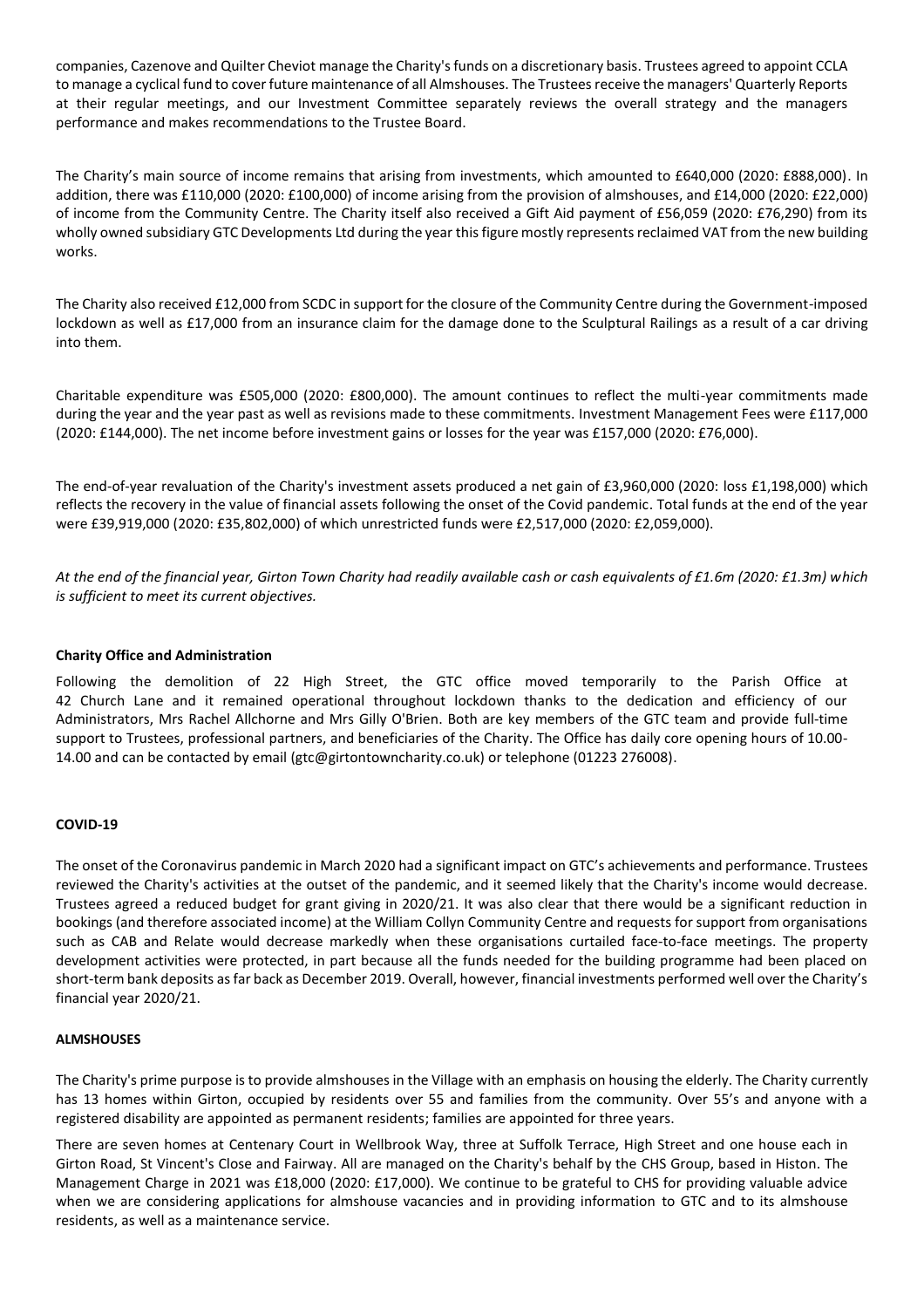companies, Cazenove and Quilter Cheviot manage the Charity's funds on a discretionary basis. Trustees agreed to appoint CCLA to manage a cyclical fund to cover future maintenance of all Almshouses. The Trustees receive the managers' Quarterly Reports at their regular meetings, and our Investment Committee separately reviews the overall strategy and the managers performance and makes recommendations to the Trustee Board.

The Charity's main source of income remains that arising from investments, which amounted to £640,000 (2020: £888,000). In addition, there was £110,000 (2020: £100,000) of income arising from the provision of almshouses, and £14,000 (2020: £22,000) of income from the Community Centre. The Charity itself also received a Gift Aid payment of £56,059 (2020: £76,290) from its wholly owned subsidiary GTC Developments Ltd during the year this figure mostly represents reclaimed VAT from the new building works.

The Charity also received £12,000 from SCDC in support for the closure of the Community Centre during the Government-imposed lockdown as well as £17,000 from an insurance claim for the damage done to the Sculptural Railings as a result of a car driving into them.

Charitable expenditure was £505,000 (2020: £800,000). The amount continues to reflect the multi-year commitments made during the year and the year past as well as revisions made to these commitments. Investment Management Fees were £117,000 (2020: £144,000). The net income before investment gains or losses for the year was £157,000 (2020: £76,000).

The end-of-year revaluation of the Charity's investment assets produced a net gain of £3,960,000 (2020: loss £1,198,000) which reflects the recovery in the value of financial assets following the onset of the Covid pandemic. Total funds at the end of the year were £39,919,000 (2020: £35,802,000) of which unrestricted funds were £2,517,000 (2020: £2,059,000).

*At the end of the financial year, Girton Town Charity had readily available cash or cash equivalents of £1.6m (2020: £1.3m) which is sufficient to meet its current objectives.*

**Charity Office and Administration**

Following the demolition of 22 High Street, the GTC office moved temporarily to the Parish Office at 42 Church Lane and it remained operational throughout lockdown thanks to the dedication and efficiency of our Administrators, Mrs Rachel Allchorne and Mrs Gilly O'Brien. Both are key members of the GTC team and provide full-time support to Trustees, professional partners, and beneficiaries of the Charity. The Office has daily core opening hours of 10.00-14.00 and can be contacted by email (gtc@girtontowncharity.co.uk) or telephone (01223 276008).

**COVID-19**

The onset of the Coronavirus pandemic in March 2020 had a significant impact on GTC's achievements and performance. Trustees reviewed the Charity's activities at the outset of the pandemic, and it seemed likely that the Charity's income would decrease. Trustees agreed a reduced budget for grant giving in 2020/21. It was also clear that there would be a significant reduction in bookings (and therefore associated income) at the William Collyn Community Centre and requests for support from organisations such as CAB and Relate would decrease markedly when these organisations curtailed face-to-face meetings. The property development activities were protected, in part because all the funds needed for the building programme had been placed on short-term bank deposits as far back as December 2019. Overall, however, financial investments performed well over the Charity's financial year 2020/21.

**ALMSHOUSES**

The Charity's prime purpose is to provide almshouses in the Village with an emphasis on housing the elderly. The Charity currently has 13 homes within Girton, occupied by residents over 55 and families from the community. Over 55's and anyone with a registered disability are appointed as permanent residents; families are appointed for three years.

There are seven homes at Centenary Court in Wellbrook Way, three at Suffolk Terrace, High Street and one house each in Girton Road, St Vincent's Close and Fairway. All are managed on the Charity's behalf by the CHS Group, based in Histon. The Management Charge in 2021 was £18,000 (2020: £17,000). We continue to be grateful to CHS for providing valuable advice when we are considering applications for almshouse vacancies and in providing information to GTC and to its almshouse residents, as well as a maintenance service.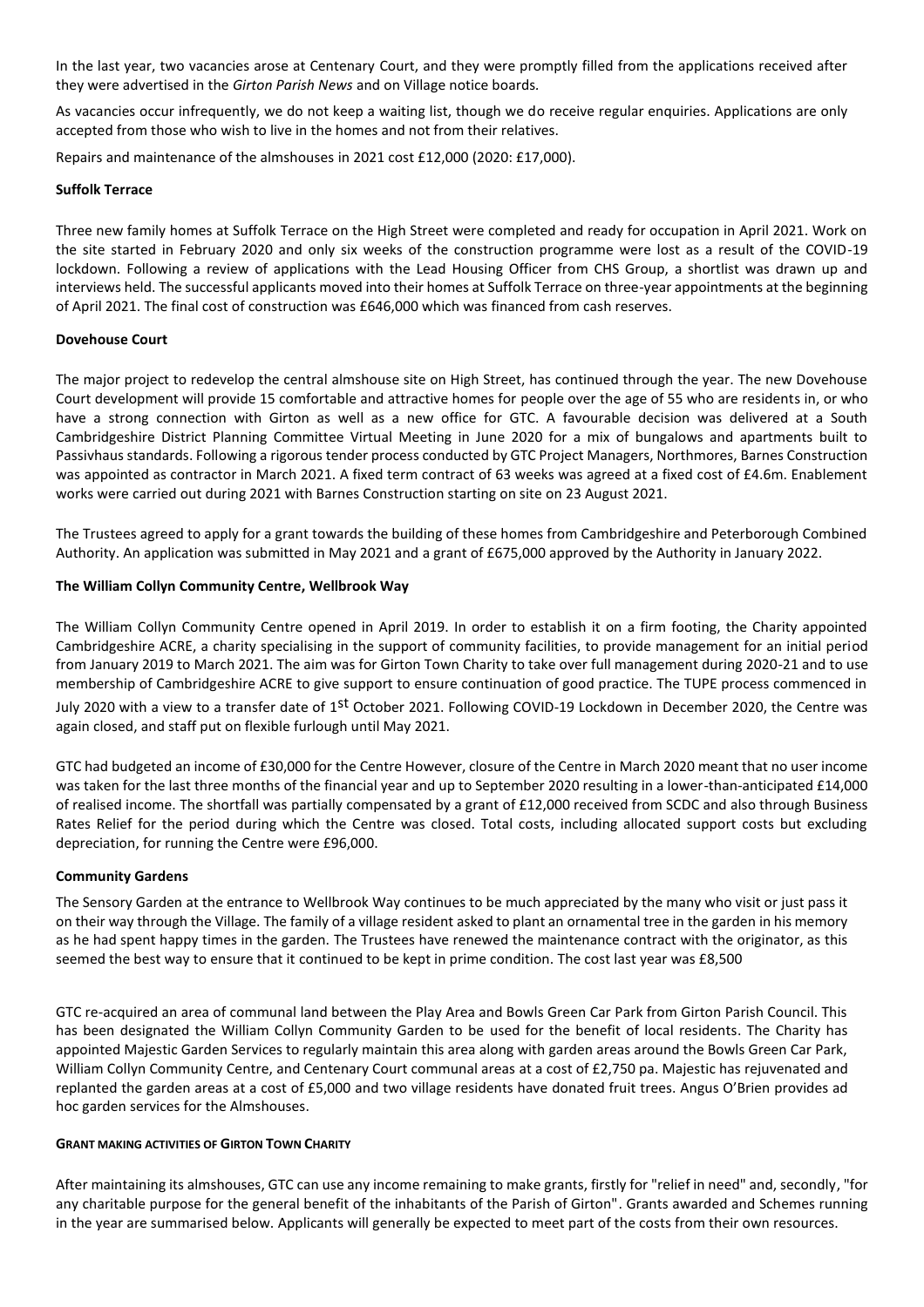In the last year, two vacancies arose at Centenary Court, and they were promptly filled from the applications received after they were advertised in the *Girton Parish News* and on Village notice boards.

As vacancies occur infrequently, we do not keep a waiting list, though we do receive regular enquiries. Applications are only accepted from those who wish to live in the homes and not from their relatives.

Repairs and maintenance of the almshouses in 2021 cost £12,000 (2020: £17,000).

**Suffolk Terrace**

Three new family homes at Suffolk Terrace on the High Street were completed and ready for occupation in April 2021. Work on the site started in February 2020 and only six weeks of the construction programme were lost as a result of the COVID-19 lockdown. Following a review of applications with the Lead Housing Officer from CHS Group, a shortlist was drawn up and interviews held. The successful applicants moved into their homes at Suffolk Terrace on three-year appointments at the beginning of April 2021. The final cost of construction was £646,000 which was financed from cash reserves.

**Dovehouse Court**

The major project to redevelop the central almshouse site on High Street, has continued through the year. The new Dovehouse Court development will provide 15 comfortable and attractive homes for people over the age of 55 who are residents in, or who have a strong connection with Girton as well as a new office for GTC. A favourable decision was delivered at a South Cambridgeshire District Planning Committee Virtual Meeting in June 2020 for a mix of bungalows and apartments built to Passivhaus standards. Following a rigorous tender process conducted by GTC Project Managers, Northmores, Barnes Construction was appointed as contractor in March 2021. A fixed term contract of 63 weeks was agreed at a fixed cost of £4.6m. Enablement works were carried out during 2021 with Barnes Construction starting on site on 23 August 2021.

The Trustees agreed to apply for a grant towards the building of these homes from Cambridgeshire and Peterborough Combined Authority. An application was submitted in May 2021 and a grant of £675,000 approved by the Authority in January 2022.

**The William Collyn Community Centre, Wellbrook Way**

The William Collyn Community Centre opened in April 2019. In order to establish it on a firm footing, the Charity appointed Cambridgeshire ACRE, a charity specialising in the support of community facilities, to provide management for an initial period from January 2019 to March 2021. The aim was for Girton Town Charity to take over full management during 2020-21 and to use membership of Cambridgeshire ACRE to give support to ensure continuation of good practice. The TUPE process commenced in July 2020 with a view to a transfer date of 1st October 2021. Following COVID-19 Lockdown in December 2020, the Centre was again closed, and staff put on flexible furlough until May 2021.

GTC had budgeted an income of £30,000 for the Centre However, closure of the Centre in March 2020 meant that no user income was taken for the last three months of the financial year and up to September 2020 resulting in a lower-than-anticipated £14,000 of realised income. The shortfall was partially compensated by a grant of £12,000 received from SCDC and also through Business Rates Relief for the period during which the Centre was closed. Total costs, including allocated support costs but excluding depreciation, for running the Centre were £96,000.

**Community Gardens**

The Sensory Garden at the entrance to Wellbrook Way continues to be much appreciated by the many who visit or just pass it on their way through the Village. The family of a village resident asked to plant an ornamental tree in the garden in his memory as he had spent happy times in the garden. The Trustees have renewed the maintenance contract with the originator, as this seemed the best way to ensure that it continued to be kept in prime condition. The cost last year was £8,500

GTC re-acquired an area of communal land between the Play Area and Bowls Green Car Park from Girton Parish Council. This has been designated the William Collyn Community Garden to be used for the benefit of local residents. The Charity has appointed Majestic Garden Services to regularly maintain this area along with garden areas around the Bowls Green Car Park, William Collyn Community Centre, and Centenary Court communal areas at a cost of £2,750 pa. Majestic has rejuvenated and replanted the garden areas at a cost of £5,000 and two village residents have donated fruit trees. Angus O'Brien provides ad hoc garden services for the Almshouses.

**GRANT MAKING ACTIVITIES OF GIRTON TOWN CHARITY**

After maintaining its almshouses, GTC can use any income remaining to make grants, firstly for "relief in need" and, secondly, "for any charitable purpose for the general benefit of the inhabitants of the Parish of Girton". Grants awarded and Schemes running in the year are summarised below. Applicants will generally be expected to meet part of the costs from their own resources.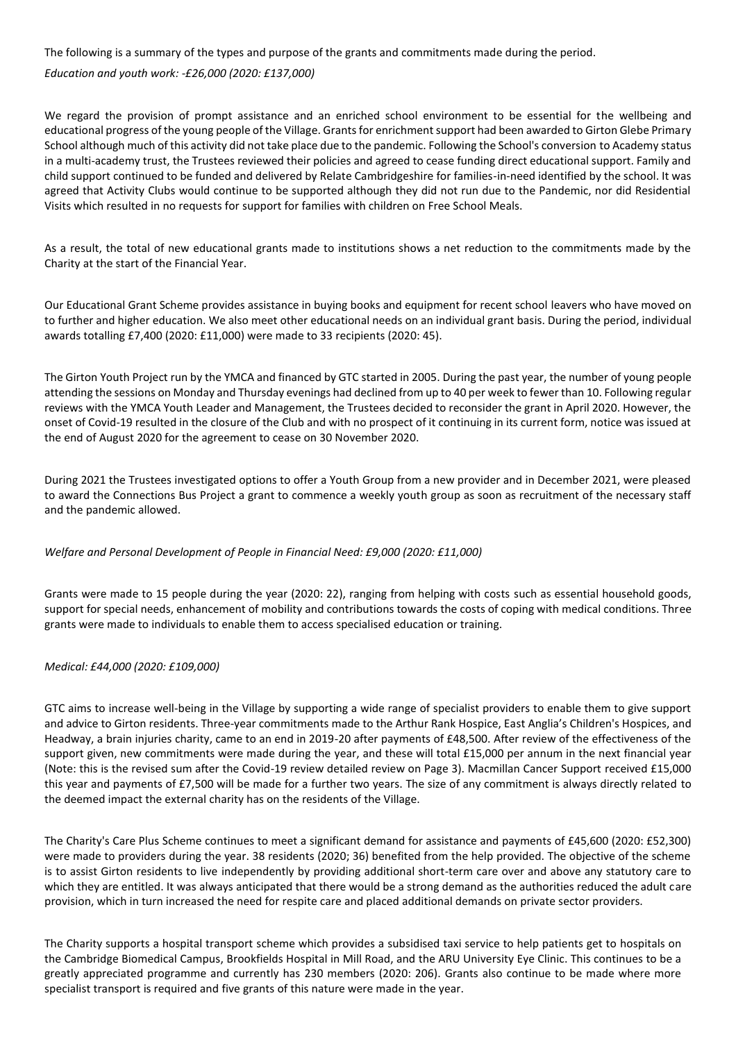The following is a summary of the types and purpose of the grants and commitments made during the period.

*Education and youth work: -£26,000 (2020: £137,000)*

We regard the provision of prompt assistance and an enriched school environment to be essential for the wellbeing and educational progress of the young people of the Village. Grants for enrichment support had been awarded to Girton Glebe Primary School although much of this activity did not take place due to the pandemic. Following the School's conversion to Academy status in a multi-academy trust, the Trustees reviewed their policies and agreed to cease funding direct educational support. Family and child support continued to be funded and delivered by Relate Cambridgeshire for families-in-need identified by the school. It was agreed that Activity Clubs would continue to be supported although they did not run due to the Pandemic, nor did Residential Visits which resulted in no requests for support for families with children on Free School Meals.

As a result, the total of new educational grants made to institutions shows a net reduction to the commitments made by the Charity at the start of the Financial Year.

Our Educational Grant Scheme provides assistance in buying books and equipment for recent school leavers who have moved on to further and higher education. We also meet other educational needs on an individual grant basis. During the period, individual awards totalling £7,400 (2020: £11,000) were made to 33 recipients (2020: 45).

The Girton Youth Project run by the YMCA and financed by GTC started in 2005. During the past year, the number of young people attending the sessions on Monday and Thursday evenings had declined from up to 40 per week to fewer than 10. Following regular reviews with the YMCA Youth Leader and Management, the Trustees decided to reconsider the grant in April 2020. However, the onset of Covid-19 resulted in the closure of the Club and with no prospect of it continuing in its current form, notice was issued at the end of August 2020 for the agreement to cease on 30 November 2020.

During 2021 the Trustees investigated options to offer a Youth Group from a new provider and in December 2021, were pleased to award the Connections Bus Project a grant to commence a weekly youth group as soon as recruitment of the necessary staff and the pandemic allowed.

*Welfare and Personal Development of People in Financial Need: £9,000 (2020: £11,000)*

Grants were made to 15 people during the year (2020: 22), ranging from helping with costs such as essential household goods, support for special needs, enhancement of mobility and contributions towards the costs of coping with medical conditions. Three grants were made to individuals to enable them to access specialised education or training.

*Medical: £44,000 (2020: £109,000)*

GTC aims to increase well-being in the Village by supporting a wide range of specialist providers to enable them to give support and advice to Girton residents. Three-year commitments made to the Arthur Rank Hospice, East Anglia's Children's Hospices, and Headway, a brain injuries charity, came to an end in 2019-20 after payments of £48,500. After review of the effectiveness of the support given, new commitments were made during the year, and these will total £15,000 per annum in the next financial year (Note: this is the revised sum after the Covid-19 review detailed review on Page 3). Macmillan Cancer Support received £15,000 this year and payments of £7,500 will be made for a further two years. The size of any commitment is always directly related to the deemed impact the external charity has on the residents of the Village.

The Charity's Care Plus Scheme continues to meet a significant demand for assistance and payments of £45,600 (2020: £52,300) were made to providers during the year. 38 residents (2020; 36) benefited from the help provided. The objective of the scheme is to assist Girton residents to live independently by providing additional short-term care over and above any statutory care to which they are entitled. It was always anticipated that there would be a strong demand as the authorities reduced the adult care provision, which in turn increased the need for respite care and placed additional demands on private sector providers.

The Charity supports a hospital transport scheme which provides a subsidised taxi service to help patients get to hospitals on the Cambridge Biomedical Campus, Brookfields Hospital in Mill Road, and the ARU University Eye Clinic. This continues to be a greatly appreciated programme and currently has 230 members (2020: 206). Grants also continue to be made where more specialist transport is required and five grants of this nature were made in the year.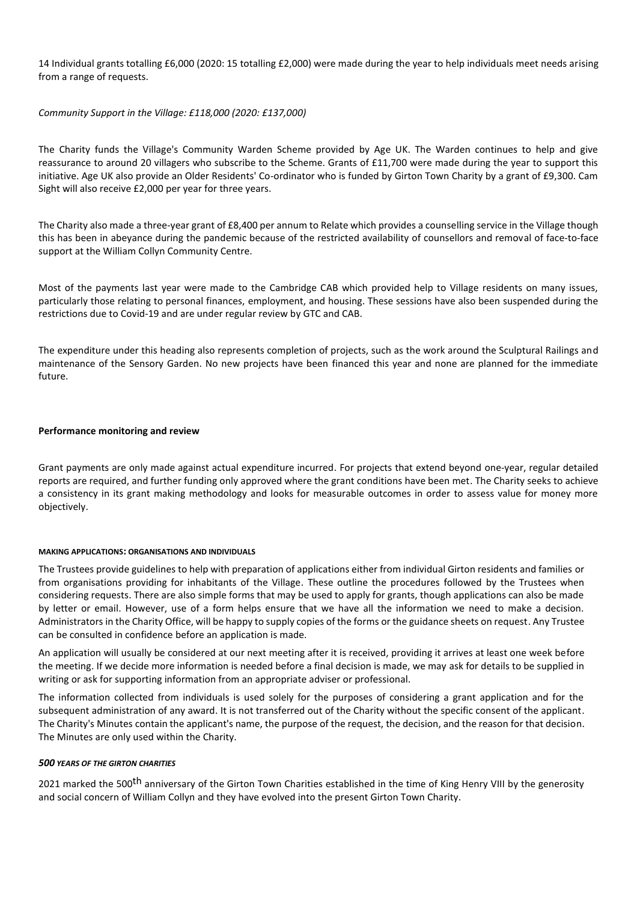14 Individual grants totalling £6,000 (2020: 15 totalling £2,000) were made during the year to help individuals meet needs arising from a range of requests.

*Community Support in the Village: £118,000 (2020: £137,000)*

The Charity funds the Village's Community Warden Scheme provided by Age UK. The Warden continues to help and give reassurance to around 20 villagers who subscribe to the Scheme. Grants of £11,700 were made during the year to support this initiative. Age UK also provide an Older Residents' Co-ordinator who is funded by Girton Town Charity by a grant of £9,300. Cam Sight will also receive £2,000 per year for three years.

The Charity also made a three-year grant of £8,400 per annum to Relate which provides a counselling service in the Village though this has been in abeyance during the pandemic because of the restricted availability of counsellors and removal of face-to-face support at the William Collyn Community Centre.

Most of the payments last year were made to the Cambridge CAB which provided help to Village residents on many issues, particularly those relating to personal finances, employment, and housing. These sessions have also been suspended during the restrictions due to Covid-19 and are under regular review by GTC and CAB.

The expenditure under this heading also represents completion of projects, such as the work around the Sculptural Railings and maintenance of the Sensory Garden. No new projects have been financed this year and none are planned for the immediate future.

**Performance monitoring and review**

Grant payments are only made against actual expenditure incurred. For projects that extend beyond one-year, regular detailed reports are required, and further funding only approved where the grant conditions have been met. The Charity seeks to achieve a consistency in its grant making methodology and looks for measurable outcomes in order to assess value for money more objectively.

**MAKING APPLICATIONS: ORGANISATIONS AND INDIVIDUALS**

The Trustees provide guidelines to help with preparation of applications either from individual Girton residents and families or from organisations providing for inhabitants of the Village. These outline the procedures followed by the Trustees when considering requests. There are also simple forms that may be used to apply for grants, though applications can also be made by letter or email. However, use of a form helps ensure that we have all the information we need to make a decision. Administrators in the Charity Office, will be happy to supply copies of the forms or the guidance sheets on request. Any Trustee can be consulted in confidence before an application is made.

An application will usually be considered at our next meeting after it is received, providing it arrives at least one week before the meeting. If we decide more information is needed before a final decision is made, we may ask for details to be supplied in writing or ask for supporting information from an appropriate adviser or professional.

The information collected from individuals is used solely for the purposes of considering a grant application and for the subsequent administration of any award. It is not transferred out of the Charity without the specific consent of the applicant. The Charity's Minutes contain the applicant's name, the purpose of the request, the decision, and the reason for that decision. The Minutes are only used within the Charity.

***500 YEARS OF THE GIRTON CHARITIES***

2021 marked the 500th anniversary of the Girton Town Charities established in the time of King Henry VIII by the generosity and social concern of William Collyn and they have evolved into the present Girton Town Charity.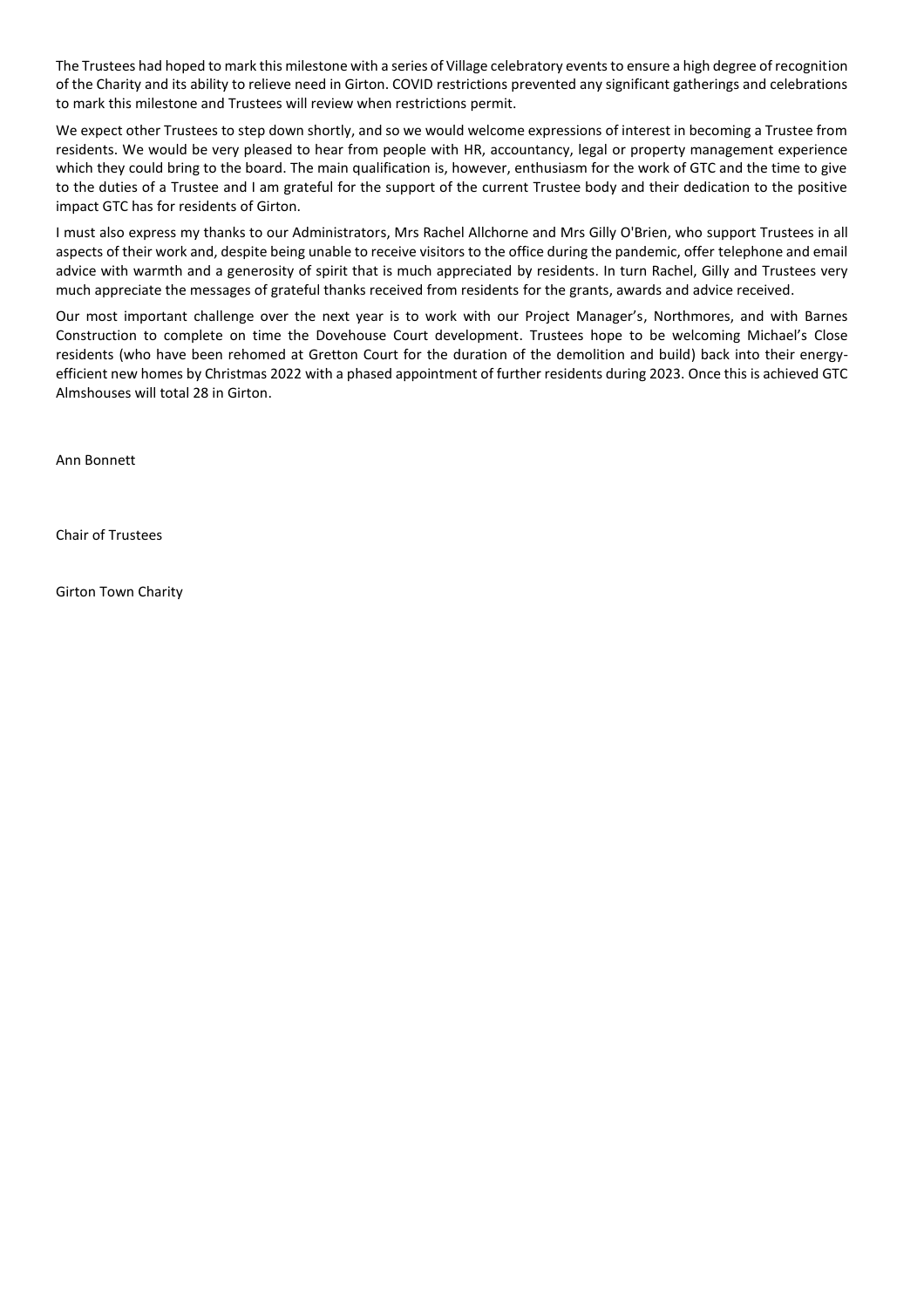The Trustees had hoped to mark this milestone with a series of Village celebratory events to ensure a high degree of recognition of the Charity and its ability to relieve need in Girton. COVID restrictions prevented any significant gatherings and celebrations to mark this milestone and Trustees will review when restrictions permit.

We expect other Trustees to step down shortly, and so we would welcome expressions of interest in becoming a Trustee from residents. We would be very pleased to hear from people with HR, accountancy, legal or property management experience which they could bring to the board. The main qualification is, however, enthusiasm for the work of GTC and the time to give to the duties of a Trustee and I am grateful for the support of the current Trustee body and their dedication to the positive impact GTC has for residents of Girton.

I must also express my thanks to our Administrators, Mrs Rachel Allchorne and Mrs Gilly O'Brien, who support Trustees in all aspects of their work and, despite being unable to receive visitors to the office during the pandemic, offer telephone and email advice with warmth and a generosity of spirit that is much appreciated by residents. In turn Rachel, Gilly and Trustees very much appreciate the messages of grateful thanks received from residents for the grants, awards and advice received.

Our most important challenge over the next year is to work with our Project Manager's, Northmores, and with Barnes Construction to complete on time the Dovehouse Court development. Trustees hope to be welcoming Michael's Close residents (who have been rehomed at Gretton Court for the duration of the demolition and build) back into their energy-efficient new homes by Christmas 2022 with a phased appointment of further residents during 2023. Once this is achieved GTC Almshouses will total 28 in Girton.

Ann Bonnett

Chair of Trustees

Girton Town Charity